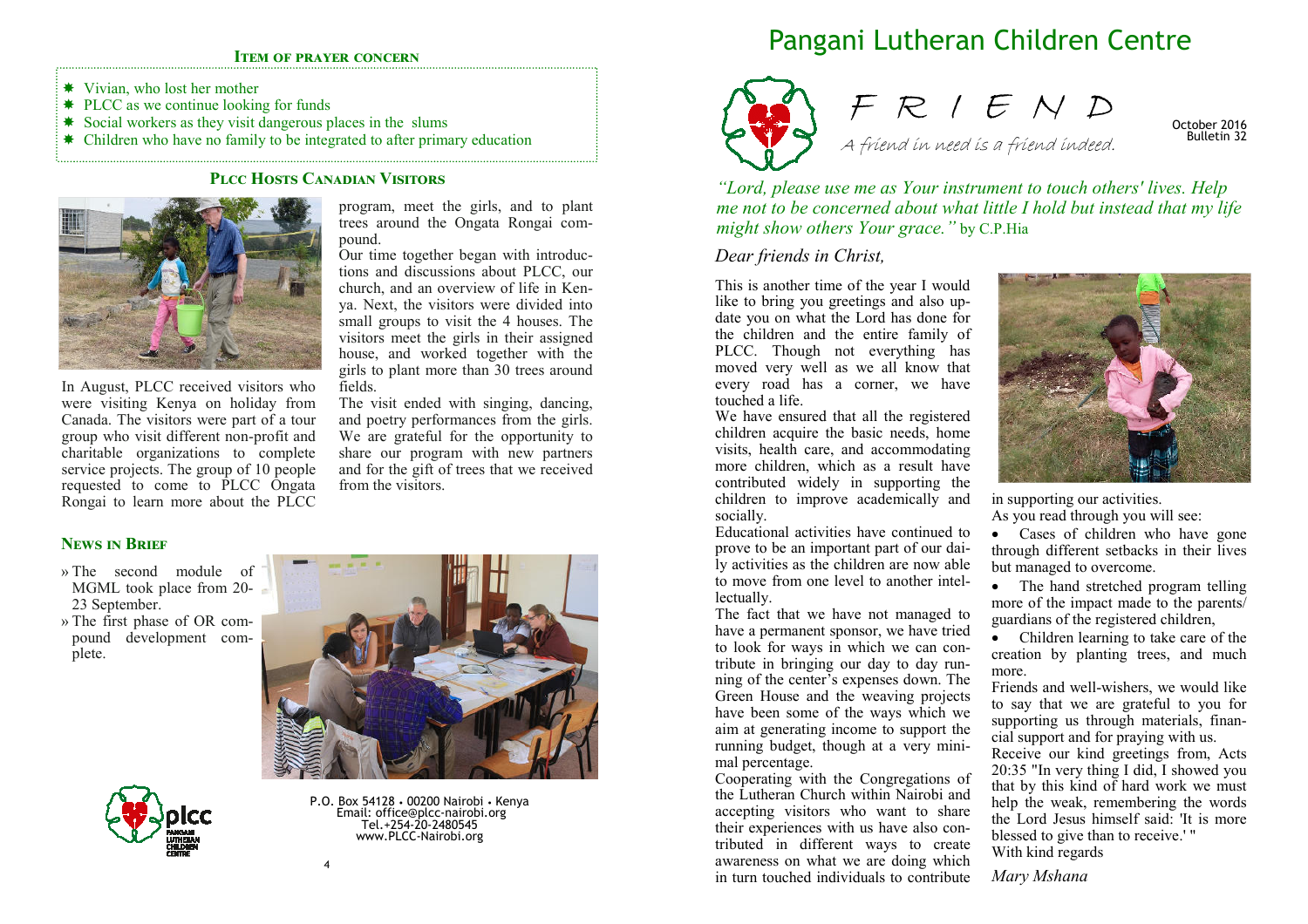# Pangani Lutheran Children Centre

## FRIEND

*A friend in need is a friend indeed.*

October 2016
Bulletin 32

*"Lord, please use me as Your instrument to touch others' lives. Help me not to be concerned about what little I hold but instead that my life might show others Your grace."* by C.P.Hia

*Dear friends in Christ,*

This is another time of the year I would like to bring you greetings and also update you on what the Lord has done for the children and the entire family of PLCC. Though not everything has moved very well as we all know that every road has a corner, we have touched a life.

We have ensured that all the registered children acquire the basic needs, home visits, health care, and accommodating more children, which as a result have contributed widely in supporting the children to improve academically and socially.

Educational activities have continued to prove to be an important part of our daily activities as the children are now able to move from one level to another intellectually.

The fact that we have not managed to have a permanent sponsor, we have tried to look for ways in which we can contribute in bringing our day to day running of the center's expenses down. The Green House and the weaving projects have been some of the ways which we aim at generating income to support the running budget, though at a very minimal percentage.

Cooperating with the Congregations of the Lutheran Church within Nairobi and accepting visitors who want to share their experiences with us have also contributed in different ways to create awareness on what we are doing which in turn touched individuals to contribute in supporting our activities.

As you read through you will see:

- Cases of children who have gone through different setbacks in their lives but managed to overcome.
- The hand stretched program telling more of the impact made to the parents/ guardians of the registered children,
- Children learning to take care of the creation by planting trees, and much more.

Friends and well-wishers, we would like to say that we are grateful to you for supporting us through materials, financial support and for praying with us.

Receive our kind greetings from, Acts 20:35 "In very thing I did, I showed you that by this kind of hard work we must help the weak, remembering the words the Lord Jesus himself said: 'It is more blessed to give than to receive.' "

With kind regards

*Mary Mshana*

### Item of prayer concern

- Vivian, who lost her mother
- PLCC as we continue looking for funds
- Social workers as they visit dangerous places in the slums
- Children who have no family to be integrated to after primary education

### PLCC Hosts Canadian Visitors

In August, PLCC received visitors who were visiting Kenya on holiday from Canada. The visitors were part of a tour group who visit different non-profit and charitable organizations to complete service projects. The group of 10 people requested to come to PLCC Ongata Rongai to learn more about the PLCC program, meet the girls, and to plant trees around the Ongata Rongai compound.

Our time together began with introductions and discussions about PLCC, our church, and an overview of life in Kenya. Next, the visitors were divided into small groups to visit the 4 houses. The visitors meet the girls in their assigned house, and worked together with the girls to plant more than 30 trees around fields.

The visit ended with singing, dancing, and poetry performances from the girls. We are grateful for the opportunity to share our program with new partners and for the gift of trees that we received from the visitors.

### News in Brief

- The second module of MGML took place from 20-23 September.
- The first phase of OR compound development complete.

P.O. Box 54128 • 00200 Nairobi • Kenya
Email: office@plcc-nairobi.org
Tel.+254-20-2480545
www.PLCC-Nairobi.org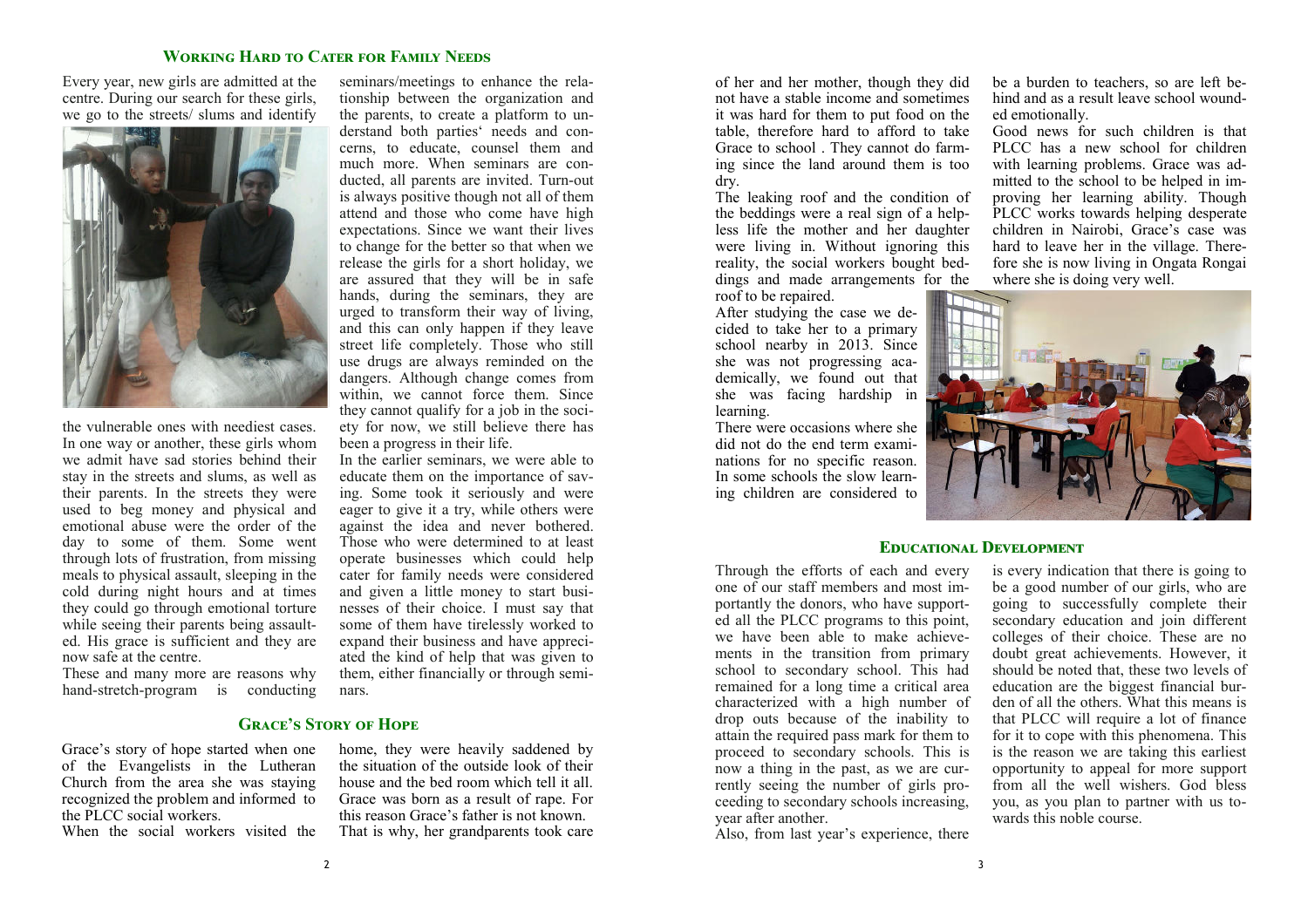## Working Hard to Cater for Family Needs

Every year, new girls are admitted at the centre. During our search for these girls, we go to the streets/ slums and identify the vulnerable ones with neediest cases. In one way or another, these girls whom we admit have sad stories behind their stay in the streets and slums, as well as their parents. In the streets they were used to beg money and physical and emotional abuse were the order of the day to some of them. Some went through lots of frustration, from missing meals to physical assault, sleeping in the cold during night hours and at times they could go through emotional torture while seeing their parents being assaulted. His grace is sufficient and they are now safe at the centre.

These and many more are reasons why hand-stretch-program is conducting seminars/meetings to enhance the relationship between the organization and the parents, to create a platform to understand both parties' needs and concerns, to educate, counsel them and much more. When seminars are conducted, all parents are invited. Turn-out is always positive though not all of them attend and those who come have high expectations. Since we want their lives to change for the better so that when we release the girls for a short holiday, we are assured that they will be in safe hands, during the seminars, they are urged to transform their way of living, and this can only happen if they leave street life completely. Those who still use drugs are always reminded on the dangers. Although change comes from within, we cannot force them. Since they cannot qualify for a job in the society for now, we still believe there has been a progress in their life.

In the earlier seminars, we were able to educate them on the importance of saving. Some took it seriously and were eager to give it a try, while others were against the idea and never bothered. Those who were determined to at least operate businesses which could help cater for family needs were considered and given a little money to start businesses of their choice. I must say that some of them have tirelessly worked to expand their business and have appreciated the kind of help that was given to them, either financially or through seminars.

## Grace's Story of Hope

Grace's story of hope started when one of the Evangelists in the Lutheran Church from the area she was staying recognized the problem and informed to the PLCC social workers.

When the social workers visited the home, they were heavily saddened by the situation of the outside look of their house and the bed room which tell it all. Grace was born as a result of rape. For this reason Grace's father is not known. That is why, her grandparents took care of her and her mother, though they did not have a stable income and sometimes it was hard for them to put food on the table, therefore hard to afford to take Grace to school . They cannot do farming since the land around them is too dry.

The leaking roof and the condition of the beddings were a real sign of a helpless life the mother and her daughter were living in. Without ignoring this reality, the social workers bought beddings and made arrangements for the roof to be repaired.

After studying the case we decided to take her to a primary school nearby in 2013. Since she was not progressing academically, we found out that she was facing hardship in learning.

There were occasions where she did not do the end term examinations for no specific reason. In some schools the slow learning children are considered to be a burden to teachers, so are left behind and as a result leave school wounded emotionally.

Good news for such children is that PLCC has a new school for children with learning problems. Grace was admitted to the school to be helped in improving her learning ability. Though PLCC works towards helping desperate children in Nairobi, Grace's case was hard to leave her in the village. Therefore she is now living in Ongata Rongai where she is doing very well.

## Educational Development

Through the efforts of each and every one of our staff members and most importantly the donors, who have supported all the PLCC programs to this point, we have been able to make achievements in the transition from primary school to secondary school. This had remained for a long time a critical area characterized with a high number of drop outs because of the inability to attain the required pass mark for them to proceed to secondary schools. This is now a thing in the past, as we are currently seeing the number of girls proceeding to secondary schools increasing, year after another.

Also, from last year's experience, there is every indication that there is going to be a good number of our girls, who are going to successfully complete their secondary education and join different colleges of their choice. These are no doubt great achievements. However, it should be noted that, these two levels of education are the biggest financial burden of all the others. What this means is that PLCC will require a lot of finance for it to cope with this phenomena. This is the reason we are taking this earliest opportunity to appeal for more support from all the well wishers. God bless you, as you plan to partner with us towards this noble course.